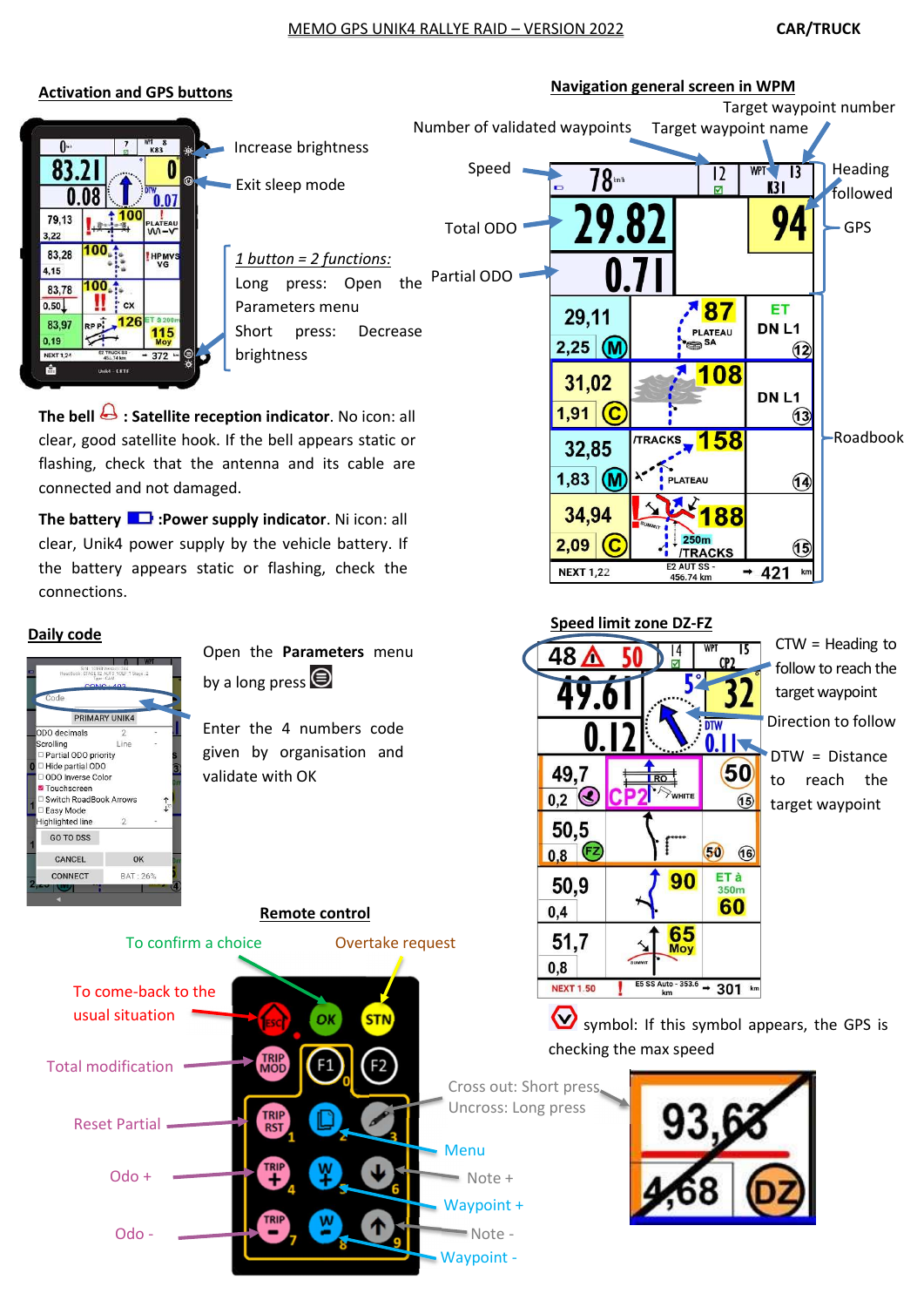MEMO GPS UNIK4 RALLYE RAID – VERSION 2022 CAR/TRUCK

## Activation and GPS buttons

Increase brightness

Exit sleep mode

*1 button = 2 functions:*

Long press: Open the Parameters menu

Short press: Decrease brightness

**The bell : Satellite reception indicator**. No icon: all clear, good satellite hook. If the bell appears static or flashing, check that the antenna and its cable are connected and not damaged.

**The battery :Power supply indicator**. Ni icon: all clear, Unik4 power supply by the vehicle battery. If the battery appears static or flashing, check the connections.

## Navigation general screen in WPM

Number of validated waypoints

Target waypoint number

Target waypoint name

Speed

Heading followed

Total ODO

GPS

Partial ODO

Roadbook

## Daily code

Open the **Parameters** menu by a long press

Enter the 4 numbers code given by organisation and validate with OK

## Speed limit zone DZ-FZ

CTW = Heading to follow to reach the target waypoint

Direction to follow

DTW = Distance to reach the target waypoint

symbol: If this symbol appears, the GPS is checking the max speed

## Remote control

To confirm a choice

Overtake request

To come-back to the usual situation

Total modification

Cross out: Short press

Uncross: Long press

Reset Partial

Menu

Odo +

Note +

Waypoint +

Odo -

Note -

Waypoint -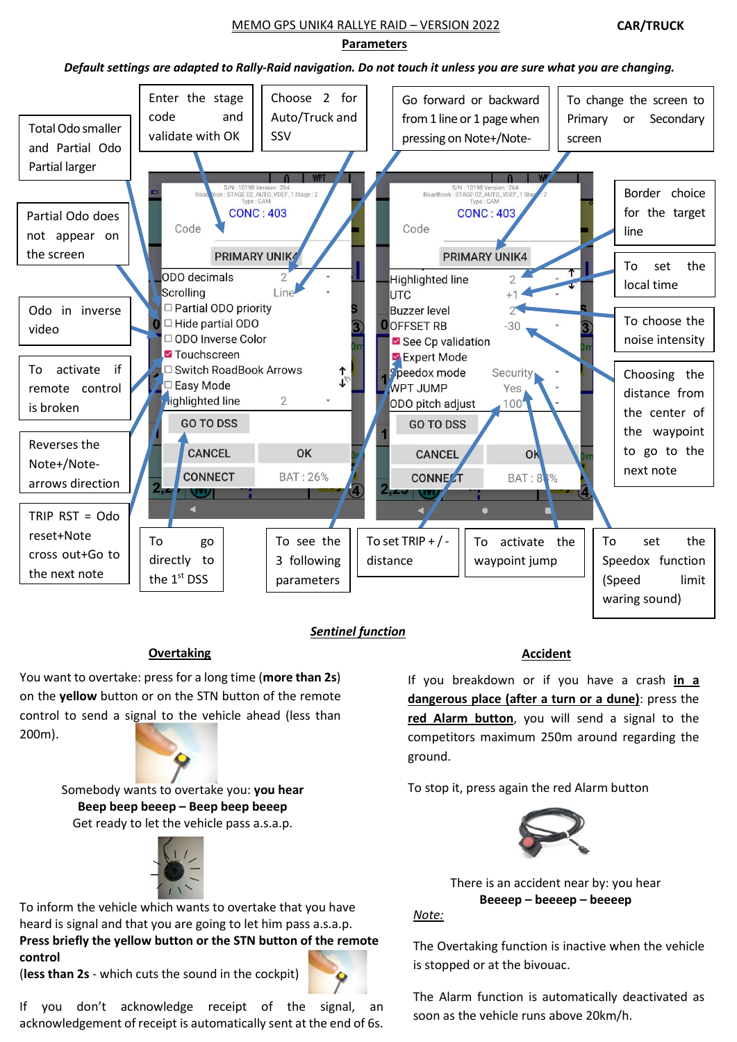MEMO GPS UNIK4 RALLYE RAID – VERSION 2022 **CAR/TRUCK**

## Parameters

***Default settings are adapted to Rally-Raid navigation. Do not touch it unless you are sure what you are changing.***

Total Odo smaller and Partial Odo Partial larger

Enter the stage code and validate with OK

Choose 2 for Auto/Truck and SSV

Go forward or backward from 1 line or 1 page when pressing on Note+/Note-

To change the screen to Primary or Secondary screen

Partial Odo does not appear on the screen

Odo in inverse video

To activate if remote control is broken

Reverses the Note+/Note- arrows direction

TRIP RST = Odo reset+Note cross out+Go to the next note

Border choice for the target line

To set the local time

To choose the noise intensity

Choosing the distance from the center of the waypoint to go to the next note

To go directly to the 1st DSS

To see the 3 following parameters

To set TRIP + / - distance

To activate the waypoint jump

To set the Speedox function (Speed limit waring sound)

S/N : 10198 Version : 264
RoadBook : STAGE 02_AUTO_VDEF_1 Stage : 2
Type : CAM
CONC : 403
Code
PRIMARY UNIK4
ODO decimals 2
Scrolling Line
☐ Partial ODO priority
☐ Hide partial ODO
☐ ODO Inverse Color
☒ Touchscreen
☐ Switch RoadBook Arrows
☐ Easy Mode
Highlighted line 2
GO TO DSS
CANCEL OK
CONNECT BAT : 26%

S/N : 10198 Version : 264
RoadBook : STAGE 02_AUTO_VDEF_1 Stage : 2
Type : CAM
CONC : 403
Code
PRIMARY UNIK4
Highlighted line 2
UTC +1
Buzzer level 2
OFFSET RB -30
☒ See Cp validation
☒ Expert Mode
Speedox mode Security
WPT JUMP Yes
ODO pitch adjust 100
GO TO DSS
CANCEL OK
CONNECT BAT : 8?%

## *Sentinel function*

### Overtaking

You want to overtake: press for a long time (**more than 2s**) on the **yellow** button or on the STN button of the remote control to send a signal to the vehicle ahead (less than 200m).

Somebody wants to overtake you: **you hear**
**Beep beep beeep – Beep beep beeep**
Get ready to let the vehicle pass a.s.a.p.

To inform the vehicle which wants to overtake that you have heard is signal and that you are going to let him pass a.s.a.p.
**Press briefly the yellow button or the STN button of the remote control**
(**less than 2s** - which cuts the sound in the cockpit)

If you don't acknowledge receipt of the signal, an acknowledgement of receipt is automatically sent at the end of 6s.

### Accident

If you breakdown or if you have a crash **in a dangerous place (after a turn or a dune)**: press the **red Alarm button**, you will send a signal to the competitors maximum 250m around regarding the ground.

To stop it, press again the red Alarm button

There is an accident near by: you hear
**Beeeep – beeeep – beeeep**

*Note:*

The Overtaking function is inactive when the vehicle is stopped or at the bivouac.

The Alarm function is automatically deactivated as soon as the vehicle runs above 20km/h.